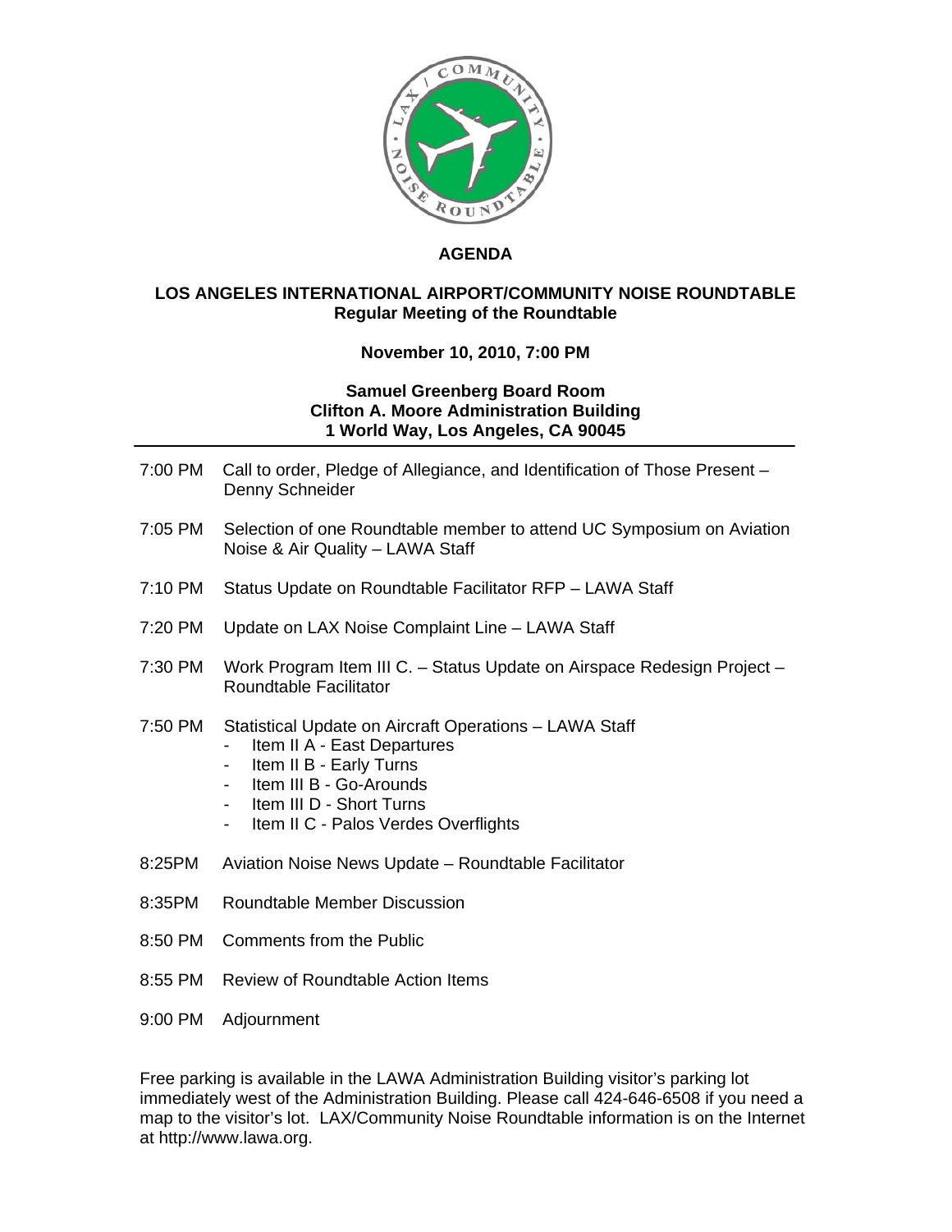# AGENDA

## LOS ANGELES INTERNATIONAL AIRPORT/COMMUNITY NOISE ROUNDTABLE

**Regular Meeting of the Roundtable**

**November 10, 2010, 7:00 PM**

**Samuel Greenberg Board Room**
**Clifton A. Moore Administration Building**
**1 World Way, Los Angeles, CA 90045**

---

7:00 PM Call to order, Pledge of Allegiance, and Identification of Those Present – Denny Schneider

7:05 PM Selection of one Roundtable member to attend UC Symposium on Aviation Noise & Air Quality – LAWA Staff

7:10 PM Status Update on Roundtable Facilitator RFP – LAWA Staff

7:20 PM Update on LAX Noise Complaint Line – LAWA Staff

7:30 PM Work Program Item III C. – Status Update on Airspace Redesign Project – Roundtable Facilitator

7:50 PM Statistical Update on Aircraft Operations – LAWA Staff

- Item II A - East Departures
- Item II B - Early Turns
- Item III B - Go-Arounds
- Item III D - Short Turns
- Item II C - Palos Verdes Overflights

8:25PM Aviation Noise News Update – Roundtable Facilitator

8:35PM Roundtable Member Discussion

8:50 PM Comments from the Public

8:55 PM Review of Roundtable Action Items

9:00 PM Adjournment

Free parking is available in the LAWA Administration Building visitor's parking lot immediately west of the Administration Building. Please call 424-646-6508 if you need a map to the visitor's lot. LAX/Community Noise Roundtable information is on the Internet at http://www.lawa.org.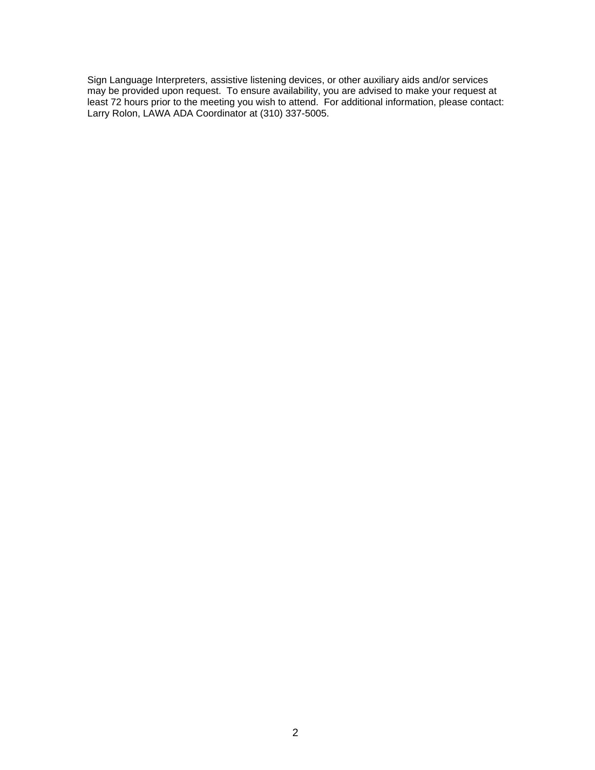Sign Language Interpreters, assistive listening devices, or other auxiliary aids and/or services may be provided upon request. To ensure availability, you are advised to make your request at least 72 hours prior to the meeting you wish to attend. For additional information, please contact: Larry Rolon, LAWA ADA Coordinator at (310) 337-5005.